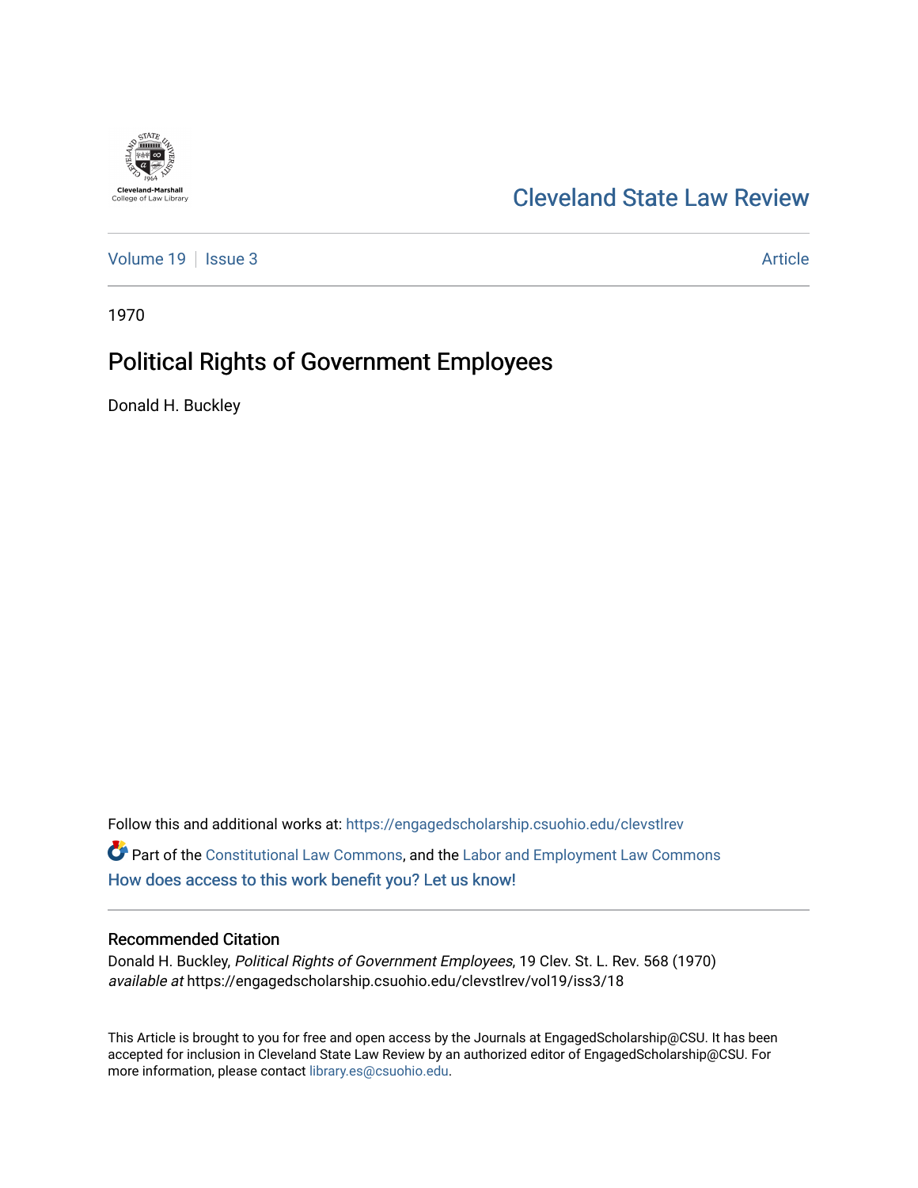Cleveland-Marshall
College of Law Library

# Cleveland State Law Review

Volume 19 | Issue 3 | Article

1970

## Political Rights of Government Employees

Donald H. Buckley

Follow this and additional works at: https://engagedscholarship.csuohio.edu/clevstlrev

Part of the Constitutional Law Commons, and the Labor and Employment Law Commons

How does access to this work benefit you? Let us know!

### Recommended Citation

Donald H. Buckley, *Political Rights of Government Employees*, 19 Clev. St. L. Rev. 568 (1970)
*available at* https://engagedscholarship.csuohio.edu/clevstlrev/vol19/iss3/18

This Article is brought to you for free and open access by the Journals at EngagedScholarship@CSU. It has been accepted for inclusion in Cleveland State Law Review by an authorized editor of EngagedScholarship@CSU. For more information, please contact library.es@csuohio.edu.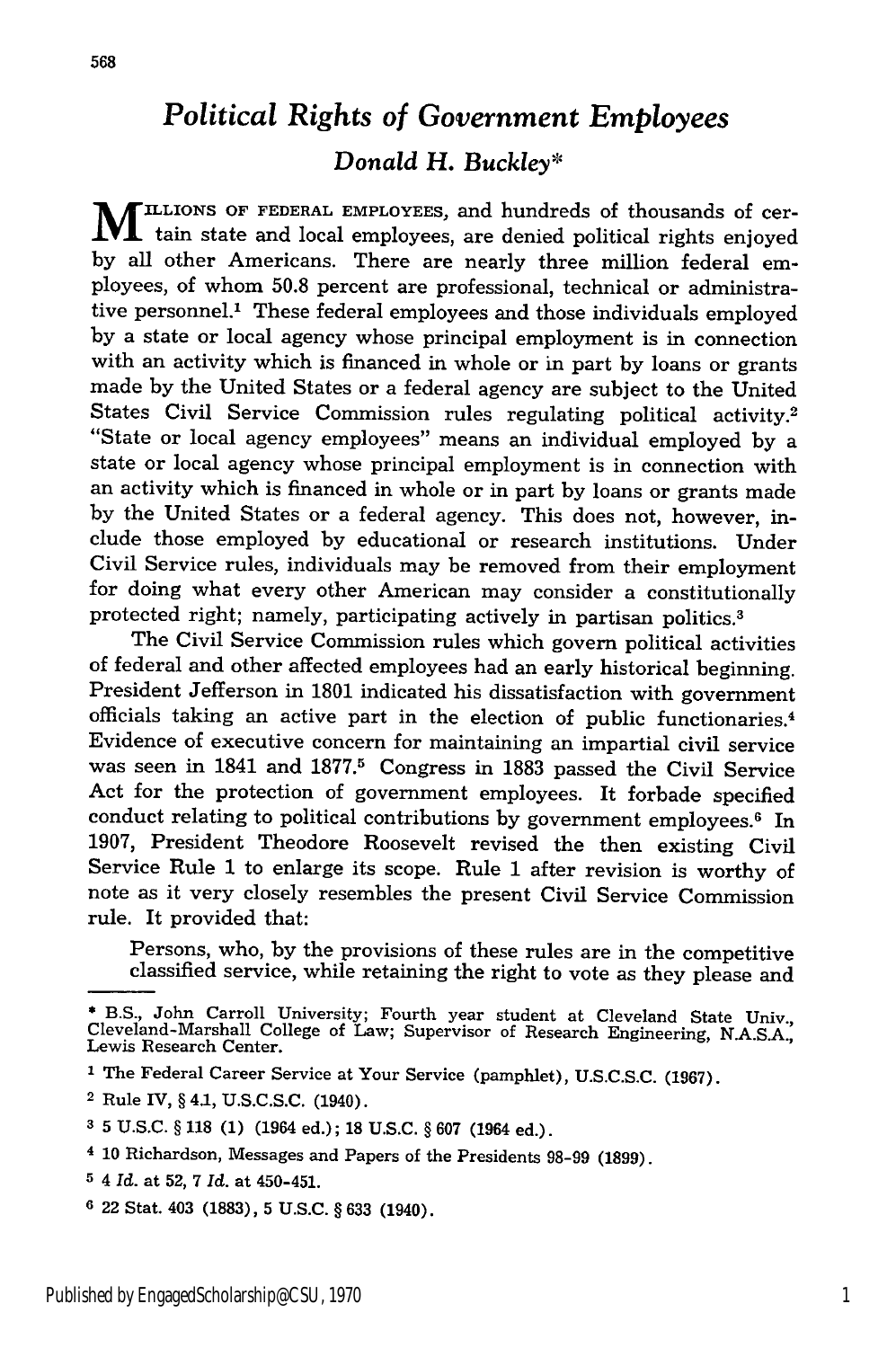# *Political Rights of Government Employees*

*Donald H. Buckley**

MILLIONS OF FEDERAL EMPLOYEES, and hundreds of thousands of certain state and local employees, are denied political rights enjoyed by all other Americans. There are nearly three million federal employees, of whom 50.8 percent are professional, technical or administrative personnel.[1] These federal employees and those individuals employed by a state or local agency whose principal employment is in connection with an activity which is financed in whole or in part by loans or grants made by the United States or a federal agency are subject to the United States Civil Service Commission rules regulating political activity.[2] "State or local agency employees" means an individual employed by a state or local agency whose principal employment is in connection with an activity which is financed in whole or in part by loans or grants made by the United States or a federal agency. This does not, however, include those employed by educational or research institutions. Under Civil Service rules, individuals may be removed from their employment for doing what every other American may consider a constitutionally protected right; namely, participating actively in partisan politics.[3]

The Civil Service Commission rules which govern political activities of federal and other affected employees had an early historical beginning. President Jefferson in 1801 indicated his dissatisfaction with government officials taking an active part in the election of public functionaries.[4] Evidence of executive concern for maintaining an impartial civil service was seen in 1841 and 1877.[5] Congress in 1883 passed the Civil Service Act for the protection of government employees. It forbade specified conduct relating to political contributions by government employees.[6] In 1907, President Theodore Roosevelt revised the then existing Civil Service Rule 1 to enlarge its scope. Rule 1 after revision is worthy of note as it very closely resembles the present Civil Service Commission rule. It provided that:

> Persons, who, by the provisions of these rules are in the competitive classified service, while retaining the right to vote as they please and

---

\* B.S., John Carroll University; Fourth year student at Cleveland State Univ., Cleveland-Marshall College of Law; Supervisor of Research Engineering, N.A.S.A., Lewis Research Center.

[1] The Federal Career Service at Your Service (pamphlet), U.S.C.S.C. (1967).

[2] Rule IV, § 4.1, U.S.C.S.C. (1940).

[3] 5 U.S.C. § 118 (1) (1964 ed.); 18 U.S.C. § 607 (1964 ed.).

[4] 10 Richardson, Messages and Papers of the Presidents 98-99 (1899).

[5] 4 *Id.* at 52, 7 *Id.* at 450-451.

[6] 22 Stat. 403 (1883), 5 U.S.C. § 633 (1940).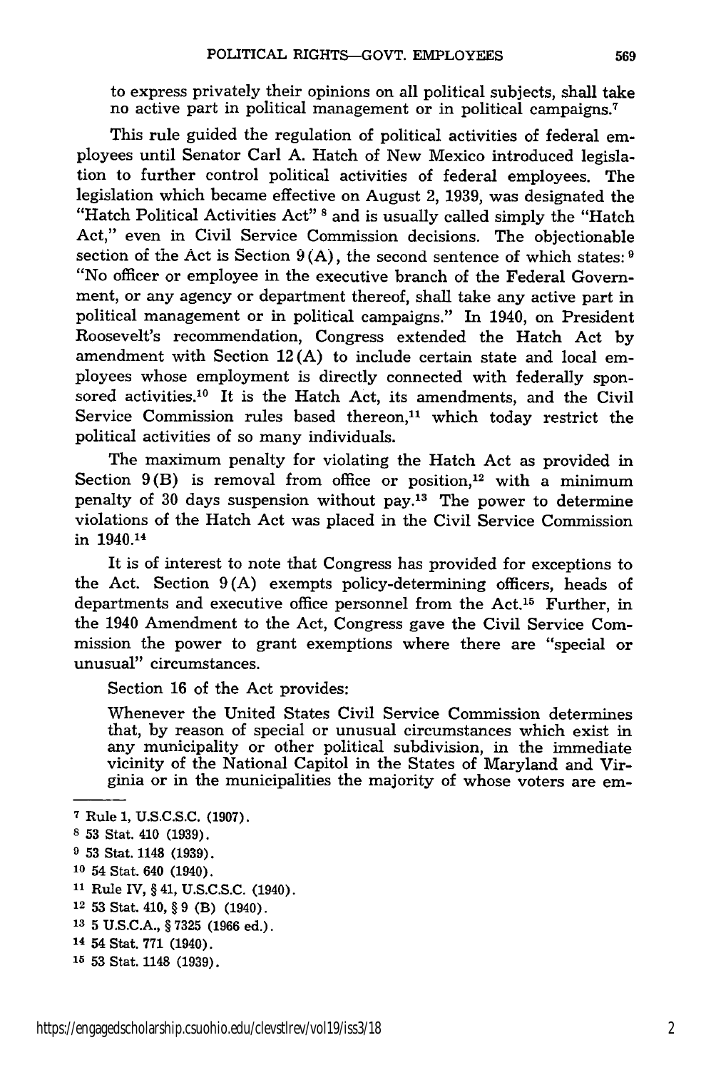to express privately their opinions on all political subjects, shall take no active part in political management or in political campaigns.[7]

This rule guided the regulation of political activities of federal employees until Senator Carl A. Hatch of New Mexico introduced legislation to further control political activities of federal employees. The legislation which became effective on August 2, 1939, was designated the "Hatch Political Activities Act" [8] and is usually called simply the "Hatch Act," even in Civil Service Commission decisions. The objectionable section of the Act is Section 9(A), the second sentence of which states: [9] "No officer or employee in the executive branch of the Federal Government, or any agency or department thereof, shall take any active part in political management or in political campaigns." In 1940, on President Roosevelt's recommendation, Congress extended the Hatch Act by amendment with Section 12(A) to include certain state and local employees whose employment is directly connected with federally sponsored activities.[10] It is the Hatch Act, its amendments, and the Civil Service Commission rules based thereon,[11] which today restrict the political activities of so many individuals.

The maximum penalty for violating the Hatch Act as provided in Section 9(B) is removal from office or position,[12] with a minimum penalty of 30 days suspension without pay.[13] The power to determine violations of the Hatch Act was placed in the Civil Service Commission in 1940.[14]

It is of interest to note that Congress has provided for exceptions to the Act. Section 9(A) exempts policy-determining officers, heads of departments and executive office personnel from the Act.[15] Further, in the 1940 Amendment to the Act, Congress gave the Civil Service Commission the power to grant exemptions where there are "special or unusual" circumstances.

Section 16 of the Act provides:

> Whenever the United States Civil Service Commission determines that, by reason of special or unusual circumstances which exist in any municipality or other political subdivision, in the immediate vicinity of the National Capitol in the States of Maryland and Virginia or in the municipalities the majority of whose voters are em-

---

[7] Rule 1, U.S.C.S.C. (1907).

[8] 53 Stat. 410 (1939).

[9] 53 Stat. 1148 (1939).

[10] 54 Stat. 640 (1940).

[11] Rule IV, § 41, U.S.C.S.C. (1940).

[12] 53 Stat. 410, § 9 (B) (1940).

[13] 5 U.S.C.A., § 7325 (1966 ed.).

[14] 54 Stat. 771 (1940).

[15] 53 Stat. 1148 (1939).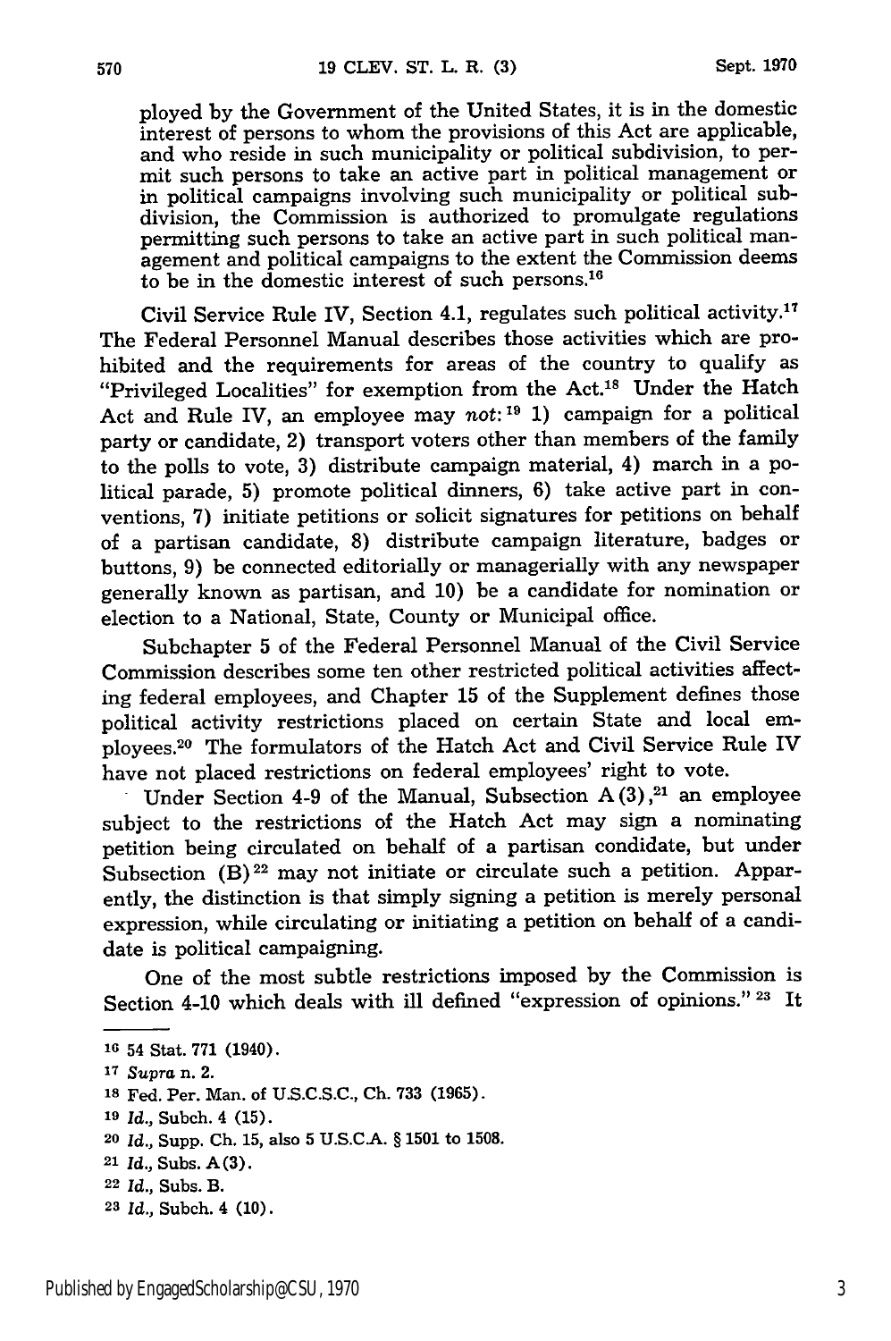ployed by the Government of the United States, it is in the domestic interest of persons to whom the provisions of this Act are applicable, and who reside in such municipality or political subdivision, to permit such persons to take an active part in political management or in political campaigns involving such municipality or political subdivision, the Commission is authorized to promulgate regulations permitting such persons to take an active part in such political management and political campaigns to the extent the Commission deems to be in the domestic interest of such persons.[16]

Civil Service Rule IV, Section 4.1, regulates such political activity.[17] The Federal Personnel Manual describes those activities which are prohibited and the requirements for areas of the country to qualify as "Privileged Localities" for exemption from the Act.[18] Under the Hatch Act and Rule IV, an employee may *not*:[19] 1) campaign for a political party or candidate, 2) transport voters other than members of the family to the polls to vote, 3) distribute campaign material, 4) march in a political parade, 5) promote political dinners, 6) take active part in conventions, 7) initiate petitions or solicit signatures for petitions on behalf of a partisan candidate, 8) distribute campaign literature, badges or buttons, 9) be connected editorially or managerially with any newspaper generally known as partisan, and 10) be a candidate for nomination or election to a National, State, County or Municipal office.

Subchapter 5 of the Federal Personnel Manual of the Civil Service Commission describes some ten other restricted political activities affecting federal employees, and Chapter 15 of the Supplement defines those political activity restrictions placed on certain State and local employees.[20] The formulators of the Hatch Act and Civil Service Rule IV have not placed restrictions on federal employees' right to vote.

Under Section 4-9 of the Manual, Subsection A(3),[21] an employee subject to the restrictions of the Hatch Act may sign a nominating petition being circulated on behalf of a partisan condidate, but under Subsection (B)[22] may not initiate or circulate such a petition. Apparently, the distinction is that simply signing a petition is merely personal expression, while circulating or initiating a petition on behalf of a candidate is political campaigning.

One of the most subtle restrictions imposed by the Commission is Section 4-10 which deals with ill defined "expression of opinions."[23] It

---

16 54 Stat. 771 (1940).

17 *Supra* n. 2.

18 Fed. Per. Man. of U.S.C.S.C., Ch. 733 (1965).

19 *Id.*, Subch. 4 (15).

20 *Id.*, Supp. Ch. 15, also 5 U.S.C.A. § 1501 to 1508.

21 *Id.*, Subs. A(3).

22 *Id.*, Subs. B.

23 *Id.*, Subch. 4 (10).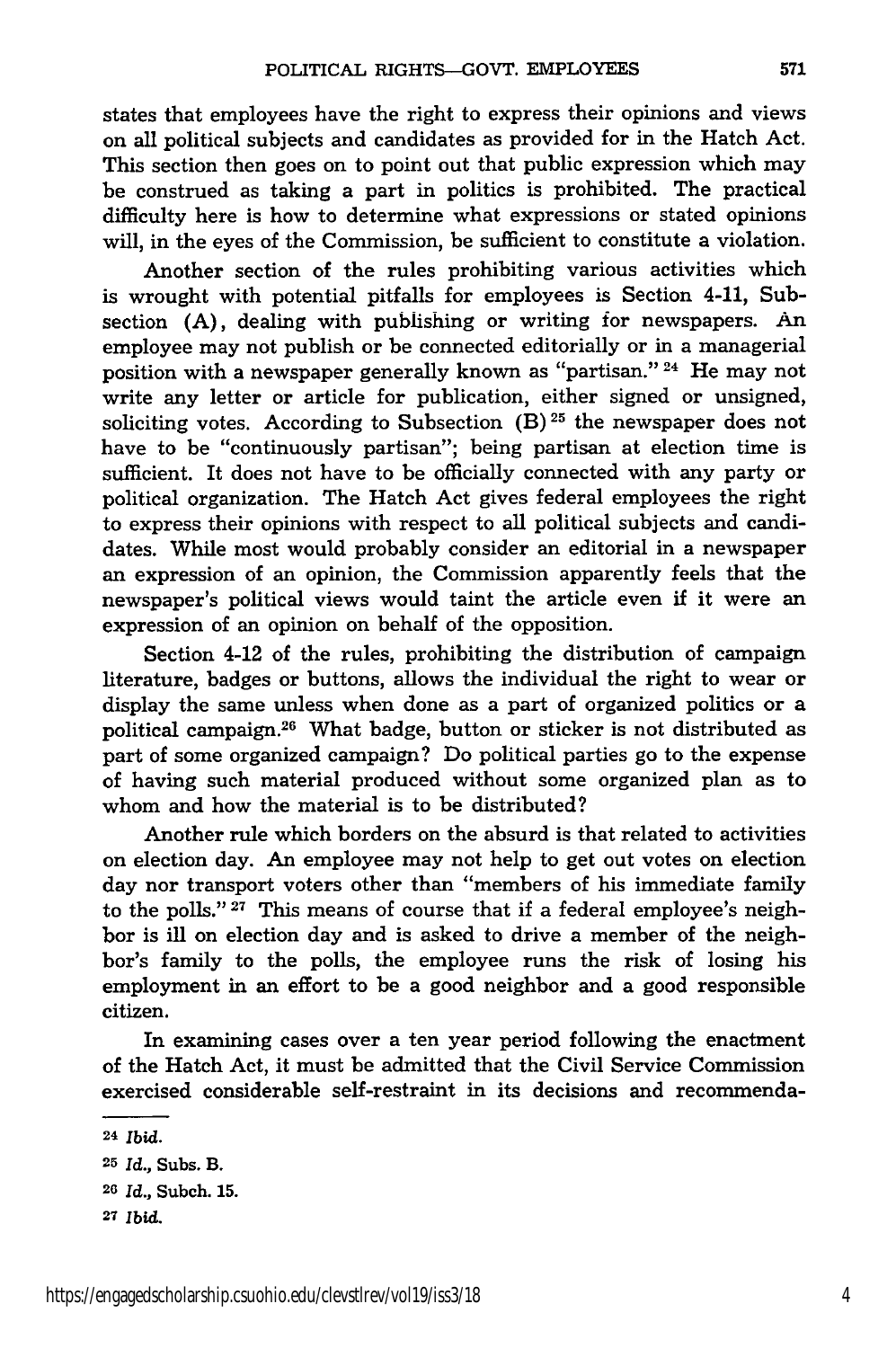states that employees have the right to express their opinions and views on all political subjects and candidates as provided for in the Hatch Act. This section then goes on to point out that public expression which may be construed as taking a part in politics is prohibited. The practical difficulty here is how to determine what expressions or stated opinions will, in the eyes of the Commission, be sufficient to constitute a violation.

Another section of the rules prohibiting various activities which is wrought with potential pitfalls for employees is Section 4-11, Subsection (A), dealing with publishing or writing for newspapers. An employee may not publish or be connected editorially or in a managerial position with a newspaper generally known as "partisan." [24] He may not write any letter or article for publication, either signed or unsigned, soliciting votes. According to Subsection (B) [25] the newspaper does not have to be "continuously partisan"; being partisan at election time is sufficient. It does not have to be officially connected with any party or political organization. The Hatch Act gives federal employees the right to express their opinions with respect to all political subjects and candidates. While most would probably consider an editorial in a newspaper an expression of an opinion, the Commission apparently feels that the newspaper's political views would taint the article even if it were an expression of an opinion on behalf of the opposition.

Section 4-12 of the rules, prohibiting the distribution of campaign literature, badges or buttons, allows the individual the right to wear or display the same unless when done as a part of organized politics or a political campaign.[26] What badge, button or sticker is not distributed as part of some organized campaign? Do political parties go to the expense of having such material produced without some organized plan as to whom and how the material is to be distributed?

Another rule which borders on the absurd is that related to activities on election day. An employee may not help to get out votes on election day nor transport voters other than "members of his immediate family to the polls." [27] This means of course that if a federal employee's neighbor is ill on election day and is asked to drive a member of the neighbor's family to the polls, the employee runs the risk of losing his employment in an effort to be a good neighbor and a good responsible citizen.

In examining cases over a ten year period following the enactment of the Hatch Act, it must be admitted that the Civil Service Commission exercised considerable self-restraint in its decisions and recommenda-

---

[24] *Ibid.*

[25] *Id.*, Subs. B.

[26] *Id.*, Subch. 15.

[27] *Ibid.*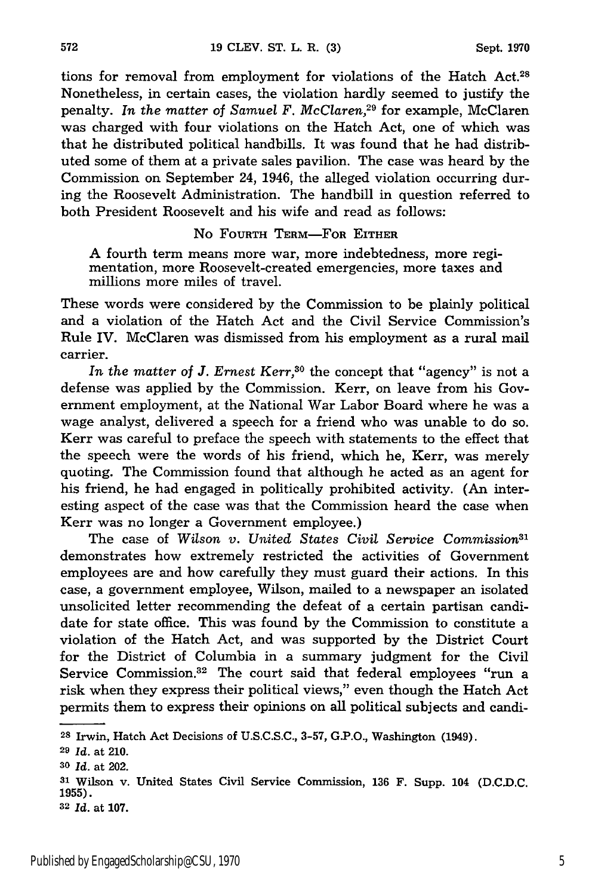tions for removal from employment for violations of the Hatch Act.[28] Nonetheless, in certain cases, the violation hardly seemed to justify the penalty. *In the matter of Samuel F. McClaren,*[29] for example, McClaren was charged with four violations on the Hatch Act, one of which was that he distributed political handbills. It was found that he had distributed some of them at a private sales pavilion. The case was heard by the Commission on September 24, 1946, the alleged violation occurring during the Roosevelt Administration. The handbill in question referred to both President Roosevelt and his wife and read as follows:

NO FOURTH TERM—FOR EITHER

> A fourth term means more war, more indebtedness, more regimentation, more Roosevelt-created emergencies, more taxes and millions more miles of travel.

These words were considered by the Commission to be plainly political and a violation of the Hatch Act and the Civil Service Commission's Rule IV. McClaren was dismissed from his employment as a rural mail carrier.

*In the matter of J. Ernest Kerr,*[30] the concept that "agency" is not a defense was applied by the Commission. Kerr, on leave from his Government employment, at the National War Labor Board where he was a wage analyst, delivered a speech for a friend who was unable to do so. Kerr was careful to preface the speech with statements to the effect that the speech were the words of his friend, which he, Kerr, was merely quoting. The Commission found that although he acted as an agent for his friend, he had engaged in politically prohibited activity. (An interesting aspect of the case was that the Commission heard the case when Kerr was no longer a Government employee.)

The case of *Wilson v. United States Civil Service Commission*[31] demonstrates how extremely restricted the activities of Government employees are and how carefully they must guard their actions. In this case, a government employee, Wilson, mailed to a newspaper an isolated unsolicited letter recommending the defeat of a certain partisan candidate for state office. This was found by the Commission to constitute a violation of the Hatch Act, and was supported by the District Court for the District of Columbia in a summary judgment for the Civil Service Commission.[32] The court said that federal employees "run a risk when they express their political views," even though the Hatch Act permits them to express their opinions on all political subjects and candi-

---

[28] Irwin, Hatch Act Decisions of U.S.C.S.C., 3-57, G.P.O., Washington (1949).

[29] *Id.* at 210.

[30] *Id.* at 202.

[31] Wilson v. United States Civil Service Commission, 136 F. Supp. 104 (D.C.D.C. 1955).

[32] *Id.* at 107.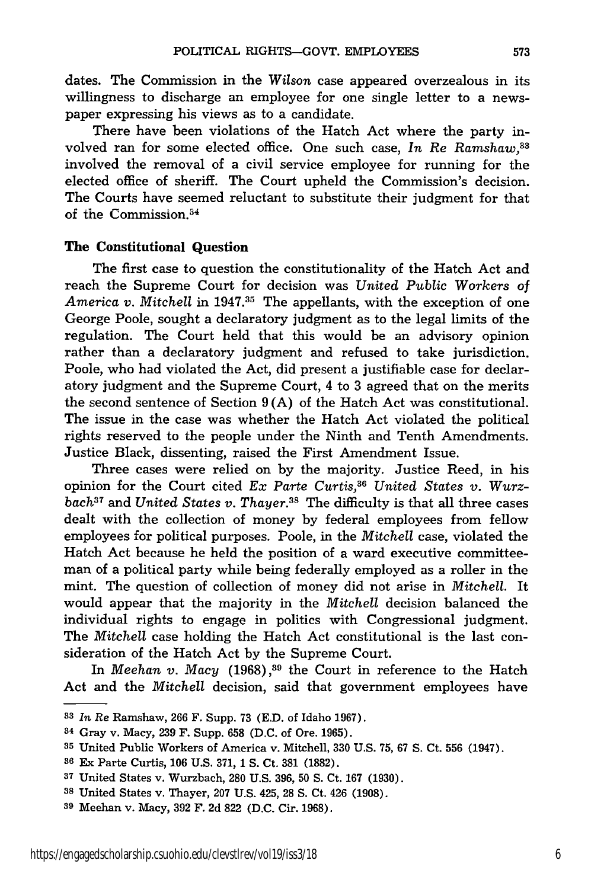dates. The Commission in the *Wilson* case appeared overzealous in its willingness to discharge an employee for one single letter to a newspaper expressing his views as to a candidate.

There have been violations of the Hatch Act where the party involved ran for some elected office. One such case, *In Re Ramshaw*,[33] involved the removal of a civil service employee for running for the elected office of sheriff. The Court upheld the Commission's decision. The Courts have seemed reluctant to substitute their judgment for that of the Commission.[34]

**The Constitutional Question**

The first case to question the constitutionality of the Hatch Act and reach the Supreme Court for decision was *United Public Workers of America v. Mitchell* in 1947.[35] The appellants, with the exception of one George Poole, sought a declaratory judgment as to the legal limits of the regulation. The Court held that this would be an advisory opinion rather than a declaratory judgment and refused to take jurisdiction. Poole, who had violated the Act, did present a justifiable case for declaratory judgment and the Supreme Court, 4 to 3 agreed that on the merits the second sentence of Section 9(A) of the Hatch Act was constitutional. The issue in the case was whether the Hatch Act violated the political rights reserved to the people under the Ninth and Tenth Amendments. Justice Black, dissenting, raised the First Amendment Issue.

Three cases were relied on by the majority. Justice Reed, in his opinion for the Court cited *Ex Parte Curtis*,[36] *United States v. Wurzbach*[37] and *United States v. Thayer*.[38] The difficulty is that all three cases dealt with the collection of money by federal employees from fellow employees for political purposes. Poole, in the *Mitchell* case, violated the Hatch Act because he held the position of a ward executive committeeman of a political party while being federally employed as a roller in the mint. The question of collection of money did not arise in *Mitchell*. It would appear that the majority in the *Mitchell* decision balanced the individual rights to engage in politics with Congressional judgment. The *Mitchell* case holding the Hatch Act constitutional is the last consideration of the Hatch Act by the Supreme Court.

In *Meehan v. Macy* (1968),[39] the Court in reference to the Hatch Act and the *Mitchell* decision, said that government employees have

---

[33] *In Re* Ramshaw, 266 F. Supp. 73 (E.D. of Idaho 1967).

[34] Gray v. Macy, 239 F. Supp. 658 (D.C. of Ore. 1965).

[35] United Public Workers of America v. Mitchell, 330 U.S. 75, 67 S. Ct. 556 (1947).

[36] Ex Parte Curtis, 106 U.S. 371, 1 S. Ct. 381 (1882).

[37] United States v. Wurzbach, 280 U.S. 396, 50 S. Ct. 167 (1930).

[38] United States v. Thayer, 207 U.S. 425, 28 S. Ct. 426 (1908).

[39] Meehan v. Macy, 392 F. 2d 822 (D.C. Cir. 1968).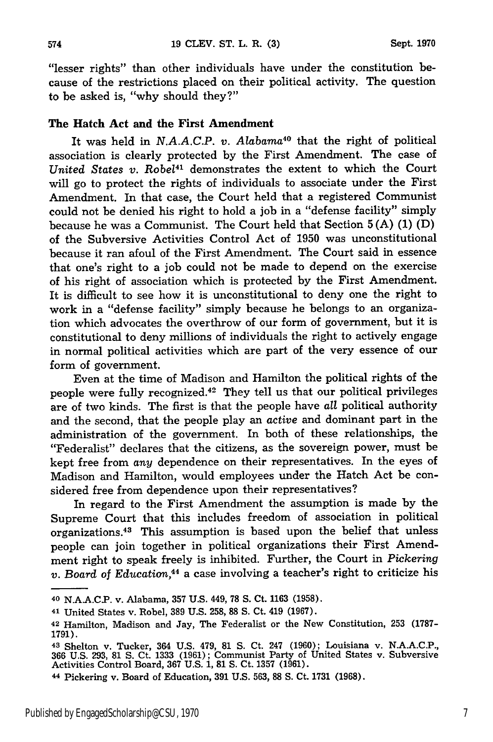"lesser rights" than other individuals have under the constitution because of the restrictions placed on their political activity. The question to be asked is, "why should they?"

**The Hatch Act and the First Amendment**

It was held in *N.A.A.C.P. v. Alabama*[40] that the right of political association is clearly protected by the First Amendment. The case of *United States v. Robel*[41] demonstrates the extent to which the Court will go to protect the rights of individuals to associate under the First Amendment. In that case, the Court held that a registered Communist could not be denied his right to hold a job in a "defense facility" simply because he was a Communist. The Court held that Section 5(A) (1) (D) of the Subversive Activities Control Act of 1950 was unconstitutional because it ran afoul of the First Amendment. The Court said in essence that one's right to a job could not be made to depend on the exercise of his right of association which is protected by the First Amendment. It is difficult to see how it is unconstitutional to deny one the right to work in a "defense facility" simply because he belongs to an organization which advocates the overthrow of our form of government, but it is constitutional to deny millions of individuals the right to actively engage in normal political activities which are part of the very essence of our form of government.

Even at the time of Madison and Hamilton the political rights of the people were fully recognized.[42] They tell us that our political privileges are of two kinds. The first is that the people have *all* political authority and the second, that the people play an *active* and dominant part in the administration of the government. In both of these relationships, the "Federalist" declares that the citizens, as the sovereign power, must be kept free from *any* dependence on their representatives. In the eyes of Madison and Hamilton, would employees under the Hatch Act be considered free from dependence upon their representatives?

In regard to the First Amendment the assumption is made by the Supreme Court that this includes freedom of association in political organizations.[43] This assumption is based upon the belief that unless people can join together in political organizations their First Amendment right to speak freely is inhibited. Further, the Court in *Pickering v. Board of Education*,[44] a case involving a teacher's right to criticize his

---

[40] N.A.A.C.P. v. Alabama, 357 U.S. 449, 78 S. Ct. 1163 (1958).

[41] United States v. Robel, 389 U.S. 258, 88 S. Ct. 419 (1967).

[42] Hamilton, Madison and Jay, The Federalist or the New Constitution, 253 (1787-1791).

[43] Shelton v. Tucker, 364 U.S. 479, 81 S. Ct. 247 (1960); Louisiana v. N.A.A.C.P., 366 U.S. 293, 81 S. Ct. 1333 (1961); Communist Party of United States v. Subversive Activities Control Board, 367 U.S. 1, 81 S. Ct. 1357 (1961).

[44] Pickering v. Board of Education, 391 U.S. 563, 88 S. Ct. 1731 (1968).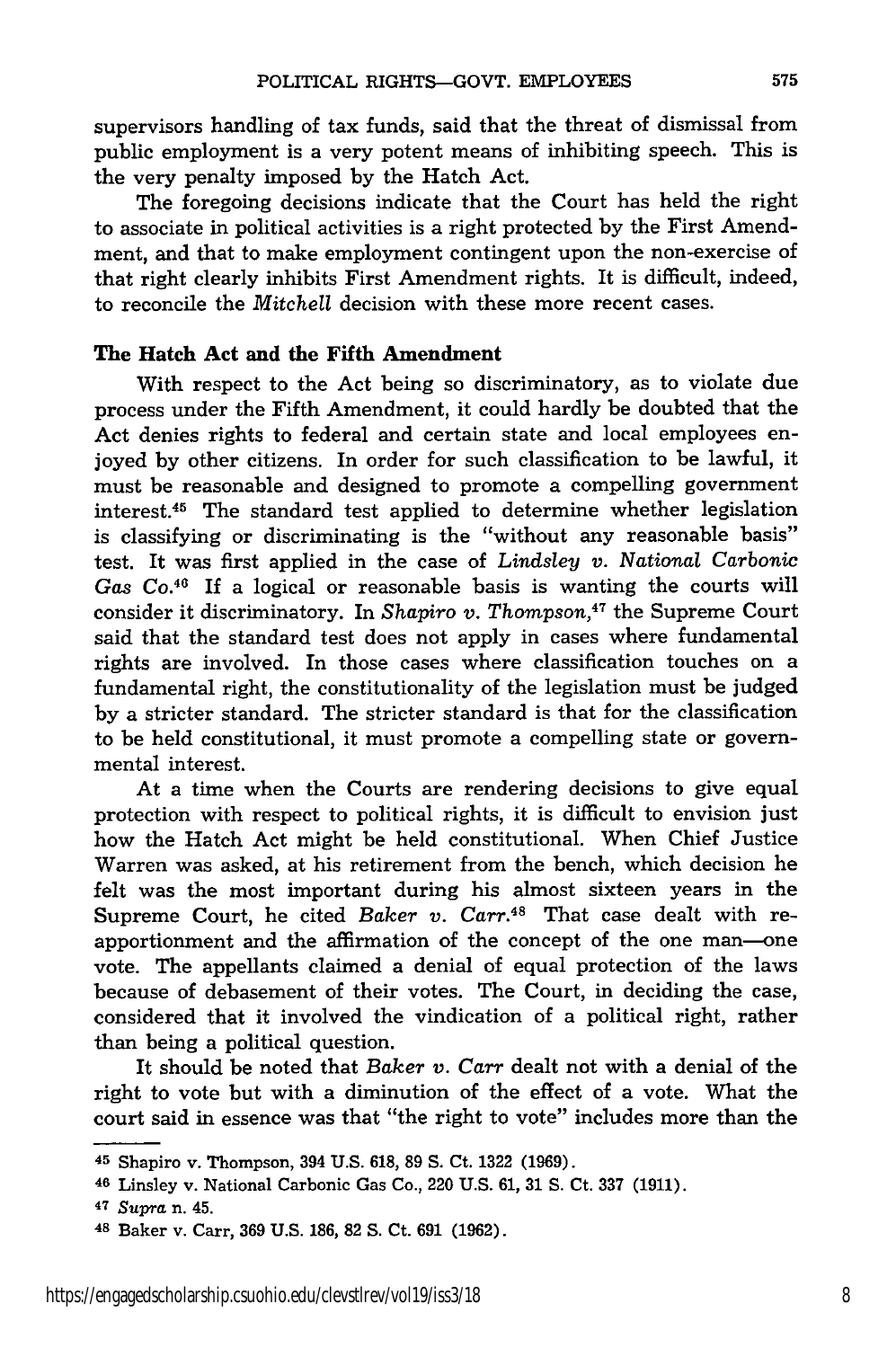supervisors handling of tax funds, said that the threat of dismissal from public employment is a very potent means of inhibiting speech. This is the very penalty imposed by the Hatch Act.

The foregoing decisions indicate that the Court has held the right to associate in political activities is a right protected by the First Amendment, and that to make employment contingent upon the non-exercise of that right clearly inhibits First Amendment rights. It is difficult, indeed, to reconcile the *Mitchell* decision with these more recent cases.

### The Hatch Act and the Fifth Amendment

With respect to the Act being so discriminatory, as to violate due process under the Fifth Amendment, it could hardly be doubted that the Act denies rights to federal and certain state and local employees enjoyed by other citizens. In order for such classification to be lawful, it must be reasonable and designed to promote a compelling government interest.[45] The standard test applied to determine whether legislation is classifying or discriminating is the "without any reasonable basis" test. It was first applied in the case of *Lindsley v. National Carbonic Gas Co.*[46] If a logical or reasonable basis is wanting the courts will consider it discriminatory. In *Shapiro v. Thompson*,[47] the Supreme Court said that the standard test does not apply in cases where fundamental rights are involved. In those cases where classification touches on a fundamental right, the constitutionality of the legislation must be judged by a stricter standard. The stricter standard is that for the classification to be held constitutional, it must promote a compelling state or governmental interest.

At a time when the Courts are rendering decisions to give equal protection with respect to political rights, it is difficult to envision just how the Hatch Act might be held constitutional. When Chief Justice Warren was asked, at his retirement from the bench, which decision he felt was the most important during his almost sixteen years in the Supreme Court, he cited *Baker v. Carr*.[48] That case dealt with reapportionment and the affirmation of the concept of the one man—one vote. The appellants claimed a denial of equal protection of the laws because of debasement of their votes. The Court, in deciding the case, considered that it involved the vindication of a political right, rather than being a political question.

It should be noted that *Baker v. Carr* dealt not with a denial of the right to vote but with a diminution of the effect of a vote. What the court said in essence was that "the right to vote" includes more than the

---

[45] Shapiro v. Thompson, 394 U.S. 618, 89 S. Ct. 1322 (1969).

[46] Linsley v. National Carbonic Gas Co., 220 U.S. 61, 31 S. Ct. 337 (1911).

[47] *Supra* n. 45.

[48] Baker v. Carr, 369 U.S. 186, 82 S. Ct. 691 (1962).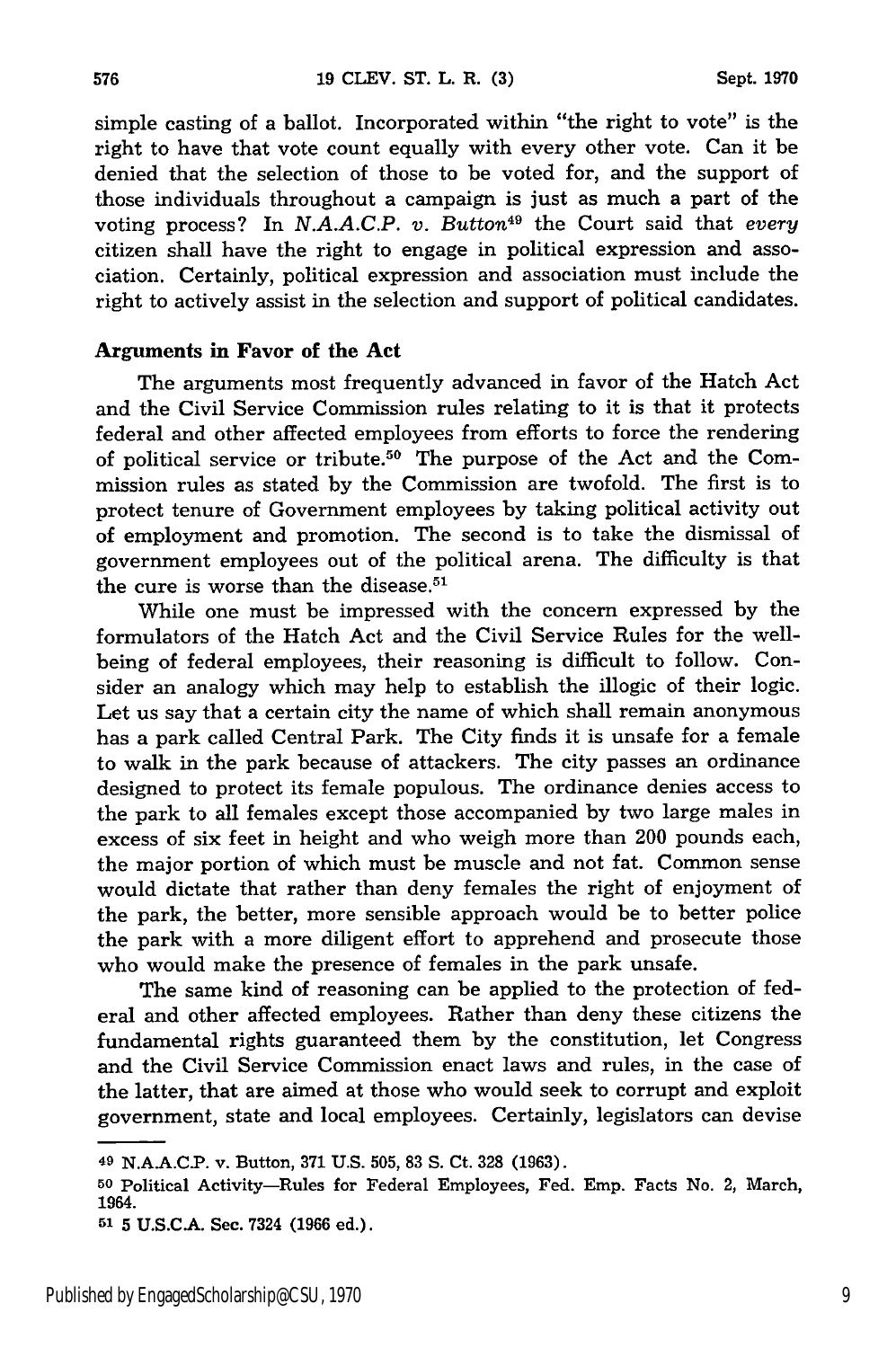simple casting of a ballot. Incorporated within "the right to vote" is the right to have that vote count equally with every other vote. Can it be denied that the selection of those to be voted for, and the support of those individuals throughout a campaign is just as much a part of the voting process? In *N.A.A.C.P. v. Button*[49] the Court said that *every* citizen shall have the right to engage in political expression and association. Certainly, political expression and association must include the right to actively assist in the selection and support of political candidates.

**Arguments in Favor of the Act**

The arguments most frequently advanced in favor of the Hatch Act and the Civil Service Commission rules relating to it is that it protects federal and other affected employees from efforts to force the rendering of political service or tribute.[50] The purpose of the Act and the Commission rules as stated by the Commission are twofold. The first is to protect tenure of Government employees by taking political activity out of employment and promotion. The second is to take the dismissal of government employees out of the political arena. The difficulty is that the cure is worse than the disease.[51]

While one must be impressed with the concern expressed by the formulators of the Hatch Act and the Civil Service Rules for the well-being of federal employees, their reasoning is difficult to follow. Consider an analogy which may help to establish the illogic of their logic. Let us say that a certain city the name of which shall remain anonymous has a park called Central Park. The City finds it is unsafe for a female to walk in the park because of attackers. The city passes an ordinance designed to protect its female populous. The ordinance denies access to the park to all females except those accompanied by two large males in excess of six feet in height and who weigh more than 200 pounds each, the major portion of which must be muscle and not fat. Common sense would dictate that rather than deny females the right of enjoyment of the park, the better, more sensible approach would be to better police the park with a more diligent effort to apprehend and prosecute those who would make the presence of females in the park unsafe.

The same kind of reasoning can be applied to the protection of federal and other affected employees. Rather than deny these citizens the fundamental rights guaranteed them by the constitution, let Congress and the Civil Service Commission enact laws and rules, in the case of the latter, that are aimed at those who would seek to corrupt and exploit government, state and local employees. Certainly, legislators can devise

---

49 N.A.A.C.P. v. Button, 371 U.S. 505, 83 S. Ct. 328 (1963).

50 Political Activity—Rules for Federal Employees, Fed. Emp. Facts No. 2, March, 1964.

51 5 U.S.C.A. Sec. 7324 (1966 ed.).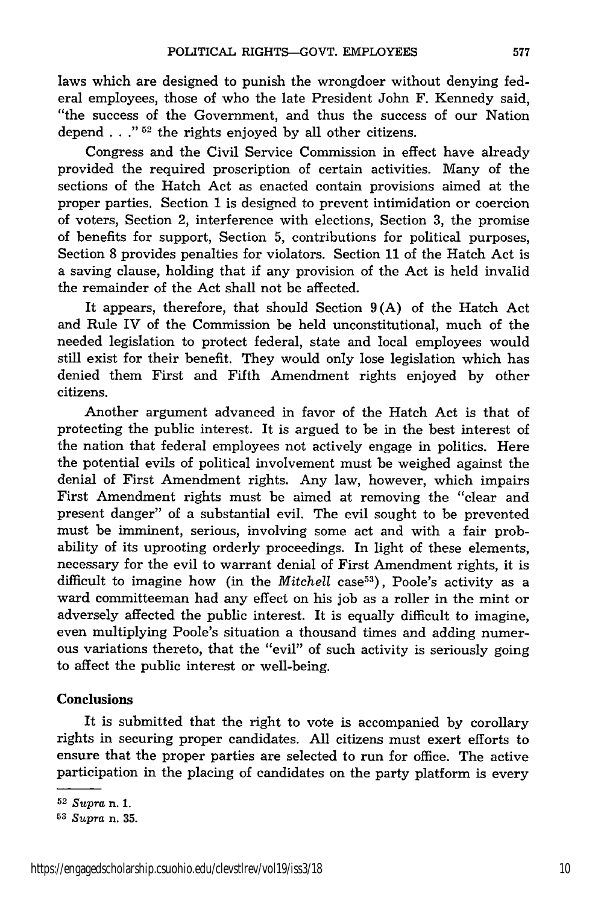laws which are designed to punish the wrongdoer without denying federal employees, those of who the late President John F. Kennedy said, "the success of the Government, and thus the success of our Nation depend . . ."[52] the rights enjoyed by all other citizens.

Congress and the Civil Service Commission in effect have already provided the required proscription of certain activities. Many of the sections of the Hatch Act as enacted contain provisions aimed at the proper parties. Section 1 is designed to prevent intimidation or coercion of voters, Section 2, interference with elections, Section 3, the promise of benefits for support, Section 5, contributions for political purposes, Section 8 provides penalties for violators. Section 11 of the Hatch Act is a saving clause, holding that if any provision of the Act is held invalid the remainder of the Act shall not be affected.

It appears, therefore, that should Section 9(A) of the Hatch Act and Rule IV of the Commission be held unconstitutional, much of the needed legislation to protect federal, state and local employees would still exist for their benefit. They would only lose legislation which has denied them First and Fifth Amendment rights enjoyed by other citizens.

Another argument advanced in favor of the Hatch Act is that of protecting the public interest. It is argued to be in the best interest of the nation that federal employees not actively engage in politics. Here the potential evils of political involvement must be weighed against the denial of First Amendment rights. Any law, however, which impairs First Amendment rights must be aimed at removing the "clear and present danger" of a substantial evil. The evil sought to be prevented must be imminent, serious, involving some act and with a fair probability of its uprooting orderly proceedings. In light of these elements, necessary for the evil to warrant denial of First Amendment rights, it is difficult to imagine how (in the *Mitchell* case[53]), Poole's activity as a ward committeeman had any effect on his job as a roller in the mint or adversely affected the public interest. It is equally difficult to imagine, even multiplying Poole's situation a thousand times and adding numerous variations thereto, that the "evil" of such activity is seriously going to affect the public interest or well-being.

## Conclusions

It is submitted that the right to vote is accompanied by corollary rights in securing proper candidates. All citizens must exert efforts to ensure that the proper parties are selected to run for office. The active participation in the placing of candidates on the party platform is every

---

[52] *Supra* n. 1.

[53] *Supra* n. 35.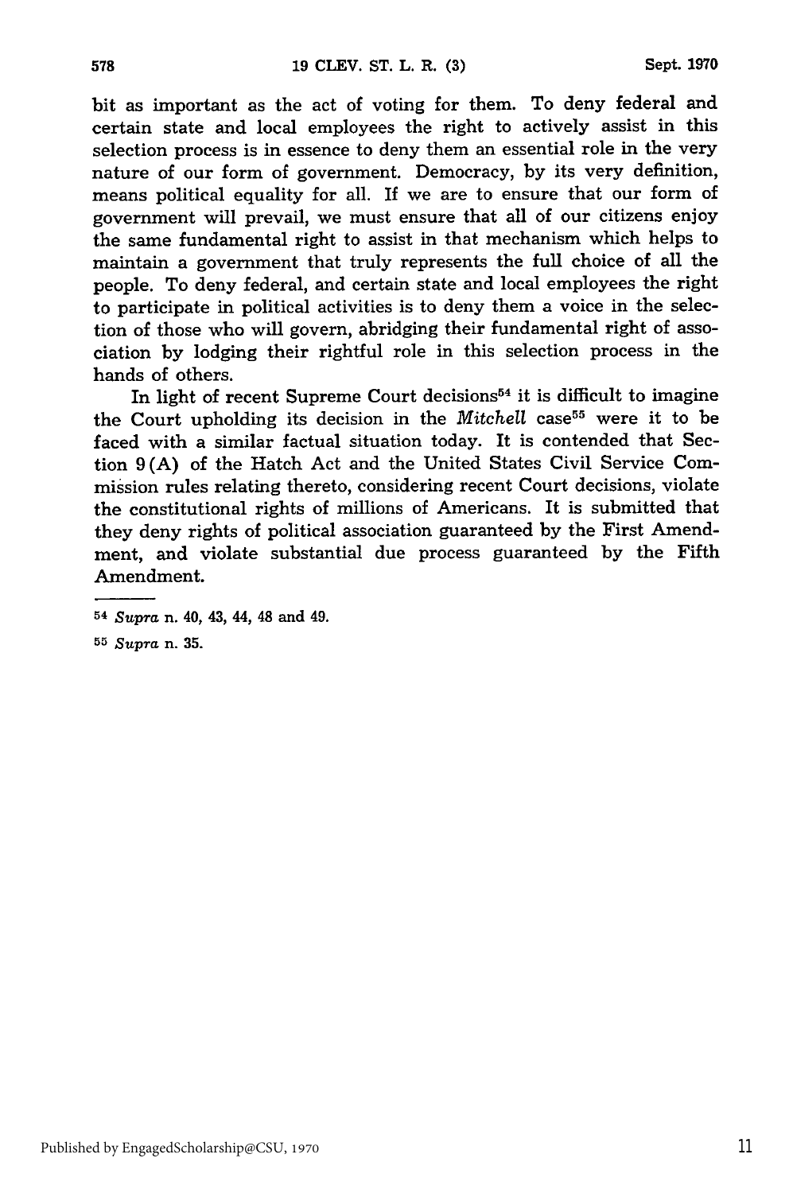bit as important as the act of voting for them. To deny federal and certain state and local employees the right to actively assist in this selection process is in essence to deny them an essential role in the very nature of our form of government. Democracy, by its very definition, means political equality for all. If we are to ensure that our form of government will prevail, we must ensure that all of our citizens enjoy the same fundamental right to assist in that mechanism which helps to maintain a government that truly represents the full choice of all the people. To deny federal, and certain state and local employees the right to participate in political activities is to deny them a voice in the selection of those who will govern, abridging their fundamental right of association by lodging their rightful role in this selection process in the hands of others.

In light of recent Supreme Court decisions[54] it is difficult to imagine the Court upholding its decision in the *Mitchell* case[55] were it to be faced with a similar factual situation today. It is contended that Section 9(A) of the Hatch Act and the United States Civil Service Commission rules relating thereto, considering recent Court decisions, violate the constitutional rights of millions of Americans. It is submitted that they deny rights of political association guaranteed by the First Amendment, and violate substantial due process guaranteed by the Fifth Amendment.

---

54 *Supra* n. 40, 43, 44, 48 and 49.

55 *Supra* n. 35.